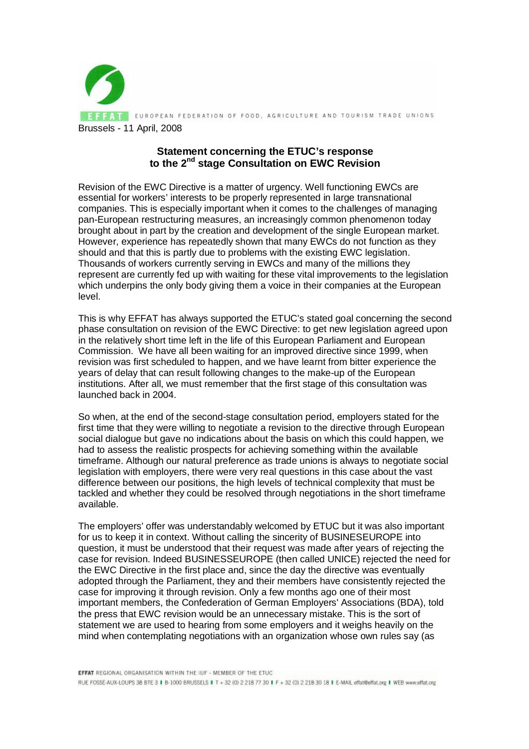EFFAT EUROPEAN FEDERATION OF FOOD, AGRICULTURE AND TOURISM TRADE UNIONS

Brussels - 11 April, 2008

## Statement concerning the ETUC's response to the 2nd stage Consultation on EWC Revision

Revision of the EWC Directive is a matter of urgency. Well functioning EWCs are essential for workers' interests to be properly represented in large transnational companies. This is especially important when it comes to the challenges of managing pan-European restructuring measures, an increasingly common phenomenon today brought about in part by the creation and development of the single European market. However, experience has repeatedly shown that many EWCs do not function as they should and that this is partly due to problems with the existing EWC legislation. Thousands of workers currently serving in EWCs and many of the millions they represent are currently fed up with waiting for these vital improvements to the legislation which underpins the only body giving them a voice in their companies at the European level.

This is why EFFAT has always supported the ETUC's stated goal concerning the second phase consultation on revision of the EWC Directive: to get new legislation agreed upon in the relatively short time left in the life of this European Parliament and European Commission. We have all been waiting for an improved directive since 1999, when revision was first scheduled to happen, and we have learnt from bitter experience the years of delay that can result following changes to the make-up of the European institutions. After all, we must remember that the first stage of this consultation was launched back in 2004.

So when, at the end of the second-stage consultation period, employers stated for the first time that they were willing to negotiate a revision to the directive through European social dialogue but gave no indications about the basis on which this could happen, we had to assess the realistic prospects for achieving something within the available timeframe. Although our natural preference as trade unions is always to negotiate social legislation with employers, there were very real questions in this case about the vast difference between our positions, the high levels of technical complexity that must be tackled and whether they could be resolved through negotiations in the short timeframe available.

The employers' offer was understandably welcomed by ETUC but it was also important for us to keep it in context. Without calling the sincerity of BUSINESEUROPE into question, it must be understood that their request was made after years of rejecting the case for revision. Indeed BUSINESSEUROPE (then called UNICE) rejected the need for the EWC Directive in the first place and, since the day the directive was eventually adopted through the Parliament, they and their members have consistently rejected the case for improving it through revision. Only a few months ago one of their most important members, the Confederation of German Employers' Associations (BDA), told the press that EWC revision would be an unnecessary mistake. This is the sort of statement we are used to hearing from some employers and it weighs heavily on the mind when contemplating negotiations with an organization whose own rules say (as

EFFAT REGIONAL ORGANISATION WITHIN THE IUF - MEMBER OF THE ETUC
RUE FOSSÉ-AUX-LOUPS 38 BTE 3 I B-1000 BRUSSELS I T + 32 (0) 2 218 77 30 I F + 32 (0) 2 218 30 18 I E-MAIL effat@effat.org I WEB www.effat.org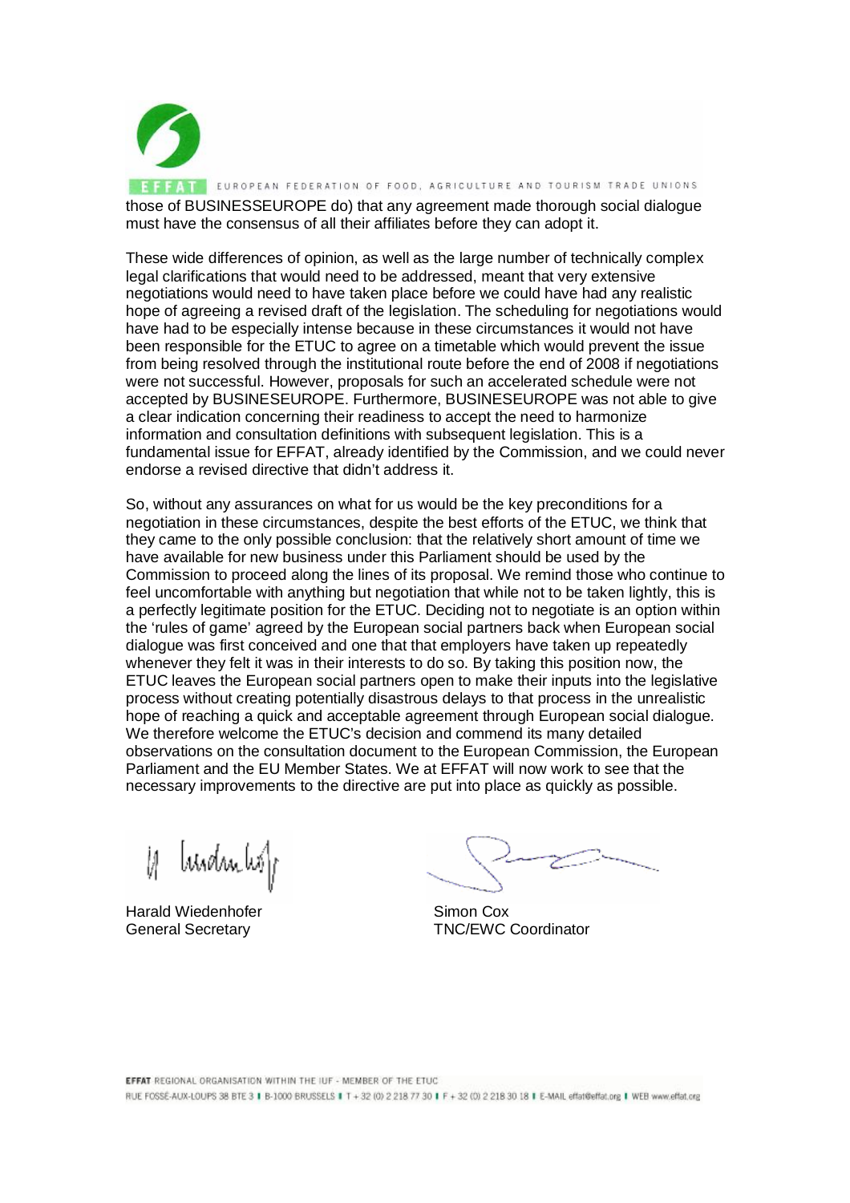those of BUSINESSEUROPE do) that any agreement made thorough social dialogue must have the consensus of all their affiliates before they can adopt it.

These wide differences of opinion, as well as the large number of technically complex legal clarifications that would need to be addressed, meant that very extensive negotiations would need to have taken place before we could have had any realistic hope of agreeing a revised draft of the legislation. The scheduling for negotiations would have had to be especially intense because in these circumstances it would not have been responsible for the ETUC to agree on a timetable which would prevent the issue from being resolved through the institutional route before the end of 2008 if negotiations were not successful. However, proposals for such an accelerated schedule were not accepted by BUSINESEUROPE. Furthermore, BUSINESEUROPE was not able to give a clear indication concerning their readiness to accept the need to harmonize information and consultation definitions with subsequent legislation. This is a fundamental issue for EFFAT, already identified by the Commission, and we could never endorse a revised directive that didn't address it.

So, without any assurances on what for us would be the key preconditions for a negotiation in these circumstances, despite the best efforts of the ETUC, we think that they came to the only possible conclusion: that the relatively short amount of time we have available for new business under this Parliament should be used by the Commission to proceed along the lines of its proposal. We remind those who continue to feel uncomfortable with anything but negotiation that while not to be taken lightly, this is a perfectly legitimate position for the ETUC. Deciding not to negotiate is an option within the 'rules of game' agreed by the European social partners back when European social dialogue was first conceived and one that that employers have taken up repeatedly whenever they felt it was in their interests to do so. By taking this position now, the ETUC leaves the European social partners open to make their inputs into the legislative process without creating potentially disastrous delays to that process in the unrealistic hope of reaching a quick and acceptable agreement through European social dialogue. We therefore welcome the ETUC's decision and commend its many detailed observations on the consultation document to the European Commission, the European Parliament and the EU Member States. We at EFFAT will now work to see that the necessary improvements to the directive are put into place as quickly as possible.

Harald Wiedenhofer
General Secretary

Simon Cox
TNC/EWC Coordinator